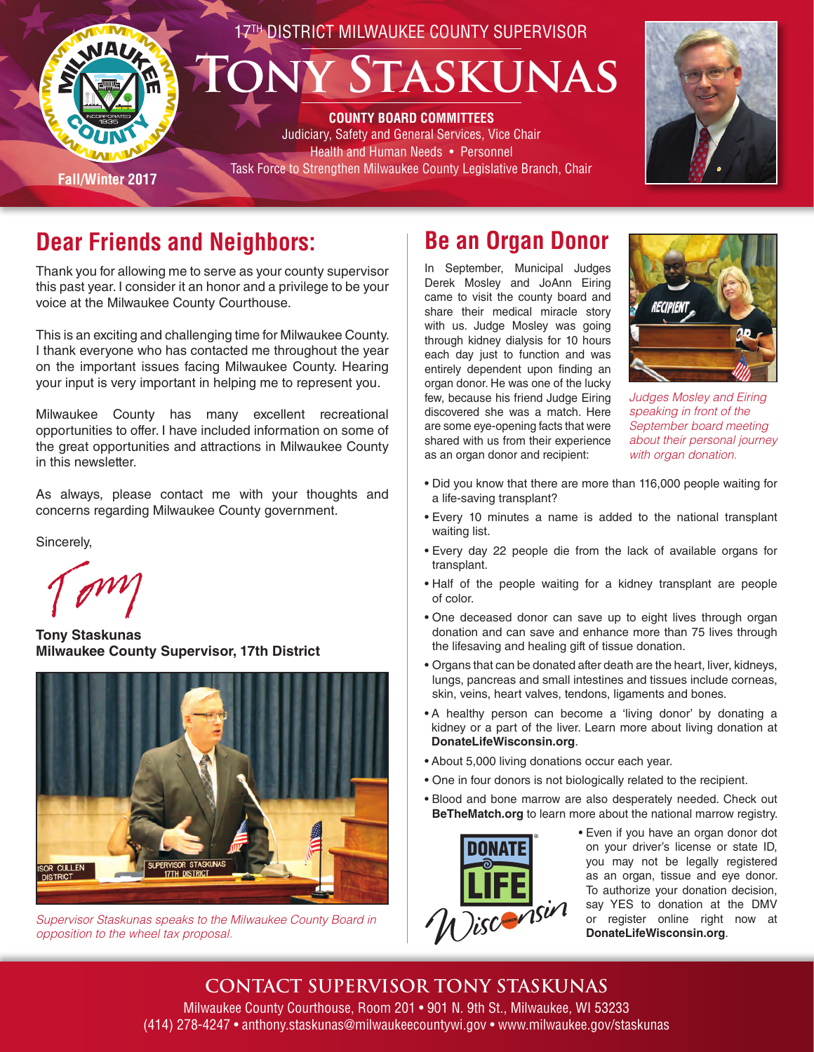17TH DISTRICT MILWAUKEE COUNTY SUPERVISOR

# Tony Staskunas

**COUNTY BOARD COMMITTEES**

Judiciary, Safety and General Services, Vice Chair

Health and Human Needs • Personnel

Task Force to Strengthen Milwaukee County Legislative Branch, Chair

Fall/Winter 2017

## Dear Friends and Neighbors:

Thank you for allowing me to serve as your county supervisor this past year. I consider it an honor and a privilege to be your voice at the Milwaukee County Courthouse.

This is an exciting and challenging time for Milwaukee County. I thank everyone who has contacted me throughout the year on the important issues facing Milwaukee County. Hearing your input is very important in helping me to represent you.

Milwaukee County has many excellent recreational opportunities to offer. I have included information on some of the great opportunities and attractions in Milwaukee County in this newsletter.

As always, please contact me with your thoughts and concerns regarding Milwaukee County government.

Sincerely,

Tony

**Tony Staskunas**
**Milwaukee County Supervisor, 17th District**

*Supervisor Staskunas speaks to the Milwaukee County Board in opposition to the wheel tax proposal.*

## Be an Organ Donor

In September, Municipal Judges Derek Mosley and JoAnn Eiring came to visit the county board and share their medical miracle story with us. Judge Mosley was going through kidney dialysis for 10 hours each day just to function and was entirely dependent upon finding an organ donor. He was one of the lucky few, because his friend Judge Eiring discovered she was a match. Here are some eye-opening facts that were shared with us from their experience as an organ donor and recipient:

*Judges Mosley and Eiring speaking in front of the September board meeting about their personal journey with organ donation.*

- Did you know that there are more than 116,000 people waiting for a life-saving transplant?
- Every 10 minutes a name is added to the national transplant waiting list.
- Every day 22 people die from the lack of available organs for transplant.
- Half of the people waiting for a kidney transplant are people of color.
- One deceased donor can save up to eight lives through organ donation and can save and enhance more than 75 lives through the lifesaving and healing gift of tissue donation.
- Organs that can be donated after death are the heart, liver, kidneys, lungs, pancreas and small intestines and tissues include corneas, skin, veins, heart valves, tendons, ligaments and bones.
- A healthy person can become a 'living donor' by donating a kidney or a part of the liver. Learn more about living donation at **DonateLifeWisconsin.org**.
- About 5,000 living donations occur each year.
- One in four donors is not biologically related to the recipient.
- Blood and bone marrow are also desperately needed. Check out **BeTheMatch.org** to learn more about the national marrow registry.
- Even if you have an organ donor dot on your driver's license or state ID, you may not be legally registered as an organ, tissue and eye donor. To authorize your donation decision, say YES to donation at the DMV or register online right now at **DonateLifeWisconsin.org**.

## CONTACT SUPERVISOR TONY STASKUNAS

Milwaukee County Courthouse, Room 201 • 901 N. 9th St., Milwaukee, WI 53233

(414) 278-4247 • anthony.staskunas@milwaukeecountywi.gov • www.milwaukee.gov/staskunas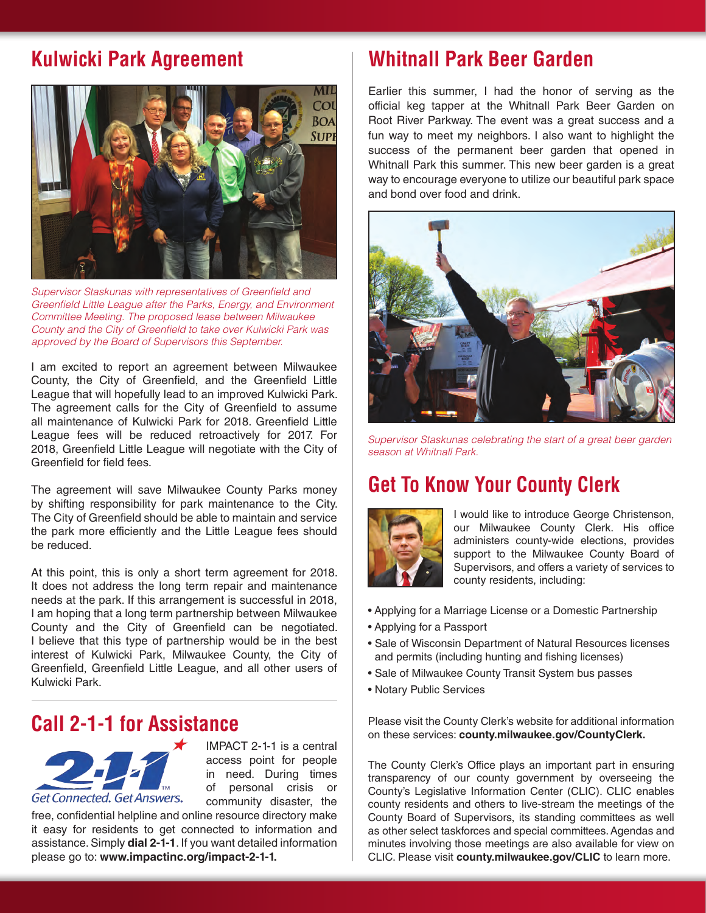## Kulwicki Park Agreement

*Supervisor Staskunas with representatives of Greenfield and Greenfield Little League after the Parks, Energy, and Environment Committee Meeting. The proposed lease between Milwaukee County and the City of Greenfield to take over Kulwicki Park was approved by the Board of Supervisors this September.*

I am excited to report an agreement between Milwaukee County, the City of Greenfield, and the Greenfield Little League that will hopefully lead to an improved Kulwicki Park. The agreement calls for the City of Greenfield to assume all maintenance of Kulwicki Park for 2018. Greenfield Little League fees will be reduced retroactively for 2017. For 2018, Greenfield Little League will negotiate with the City of Greenfield for field fees.

The agreement will save Milwaukee County Parks money by shifting responsibility for park maintenance to the City. The City of Greenfield should be able to maintain and service the park more efficiently and the Little League fees should be reduced.

At this point, this is only a short term agreement for 2018. It does not address the long term repair and maintenance needs at the park. If this arrangement is successful in 2018, I am hoping that a long term partnership between Milwaukee County and the City of Greenfield can be negotiated. I believe that this type of partnership would be in the best interest of Kulwicki Park, Milwaukee County, the City of Greenfield, Greenfield Little League, and all other users of Kulwicki Park.

## Call 2-1-1 for Assistance

2-1-1 Get Connected. Get Answers.

IMPACT 2-1-1 is a central access point for people in need. During times of personal crisis or community disaster, the free, confidential helpline and online resource directory make it easy for residents to get connected to information and assistance. Simply **dial 2-1-1**. If you want detailed information please go to: **www.impactinc.org/impact-2-1-1.**

## Whitnall Park Beer Garden

Earlier this summer, I had the honor of serving as the official keg tapper at the Whitnall Park Beer Garden on Root River Parkway. The event was a great success and a fun way to meet my neighbors. I also want to highlight the success of the permanent beer garden that opened in Whitnall Park this summer. This new beer garden is a great way to encourage everyone to utilize our beautiful park space and bond over food and drink.

*Supervisor Staskunas celebrating the start of a great beer garden season at Whitnall Park.*

## Get To Know Your County Clerk

I would like to introduce George Christenson, our Milwaukee County Clerk. His office administers county-wide elections, provides support to the Milwaukee County Board of Supervisors, and offers a variety of services to county residents, including:

- Applying for a Marriage License or a Domestic Partnership
- Applying for a Passport
- Sale of Wisconsin Department of Natural Resources licenses and permits (including hunting and fishing licenses)
- Sale of Milwaukee County Transit System bus passes
- Notary Public Services

Please visit the County Clerk's website for additional information on these services: **county.milwaukee.gov/CountyClerk.**

The County Clerk's Office plays an important part in ensuring transparency of our county government by overseeing the County's Legislative Information Center (CLIC). CLIC enables county residents and others to live-stream the meetings of the County Board of Supervisors, its standing committees as well as other select taskforces and special committees. Agendas and minutes involving those meetings are also available for view on CLIC. Please visit **county.milwaukee.gov/CLIC** to learn more.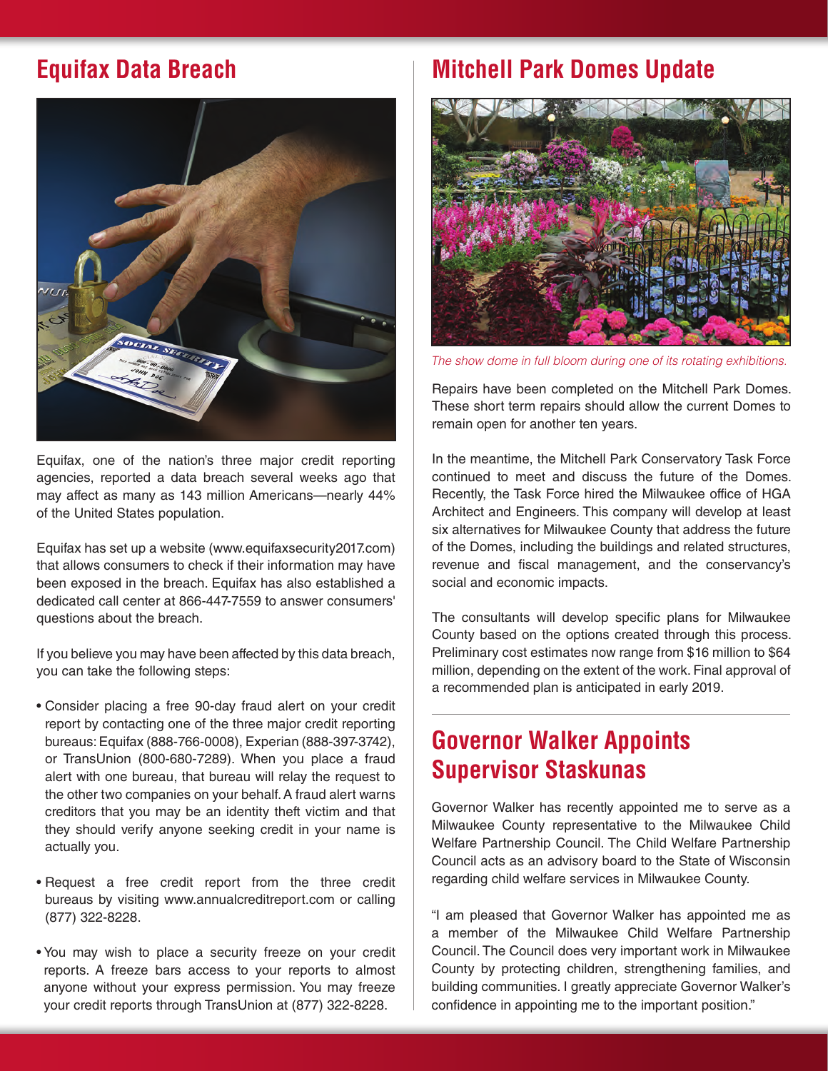## Equifax Data Breach

Equifax, one of the nation's three major credit reporting agencies, reported a data breach several weeks ago that may affect as many as 143 million Americans—nearly 44% of the United States population.

Equifax has set up a website (www.equifaxsecurity2017.com) that allows consumers to check if their information may have been exposed in the breach. Equifax has also established a dedicated call center at 866-447-7559 to answer consumers' questions about the breach.

If you believe you may have been affected by this data breach, you can take the following steps:

- Consider placing a free 90-day fraud alert on your credit report by contacting one of the three major credit reporting bureaus: Equifax (888-766-0008), Experian (888-397-3742), or TransUnion (800-680-7289). When you place a fraud alert with one bureau, that bureau will relay the request to the other two companies on your behalf. A fraud alert warns creditors that you may be an identity theft victim and that they should verify anyone seeking credit in your name is actually you.

- Request a free credit report from the three credit bureaus by visiting www.annualcreditreport.com or calling (877) 322-8228.

- You may wish to place a security freeze on your credit reports. A freeze bars access to your reports to almost anyone without your express permission. You may freeze your credit reports through TransUnion at (877) 322-8228.

## Mitchell Park Domes Update

*The show dome in full bloom during one of its rotating exhibitions.*

Repairs have been completed on the Mitchell Park Domes. These short term repairs should allow the current Domes to remain open for another ten years.

In the meantime, the Mitchell Park Conservatory Task Force continued to meet and discuss the future of the Domes. Recently, the Task Force hired the Milwaukee office of HGA Architect and Engineers. This company will develop at least six alternatives for Milwaukee County that address the future of the Domes, including the buildings and related structures, revenue and fiscal management, and the conservancy's social and economic impacts.

The consultants will develop specific plans for Milwaukee County based on the options created through this process. Preliminary cost estimates now range from $16 million to $64 million, depending on the extent of the work. Final approval of a recommended plan is anticipated in early 2019.

## Governor Walker Appoints Supervisor Staskunas

Governor Walker has recently appointed me to serve as a Milwaukee County representative to the Milwaukee Child Welfare Partnership Council. The Child Welfare Partnership Council acts as an advisory board to the State of Wisconsin regarding child welfare services in Milwaukee County.

"I am pleased that Governor Walker has appointed me as a member of the Milwaukee Child Welfare Partnership Council. The Council does very important work in Milwaukee County by protecting children, strengthening families, and building communities. I greatly appreciate Governor Walker's confidence in appointing me to the important position."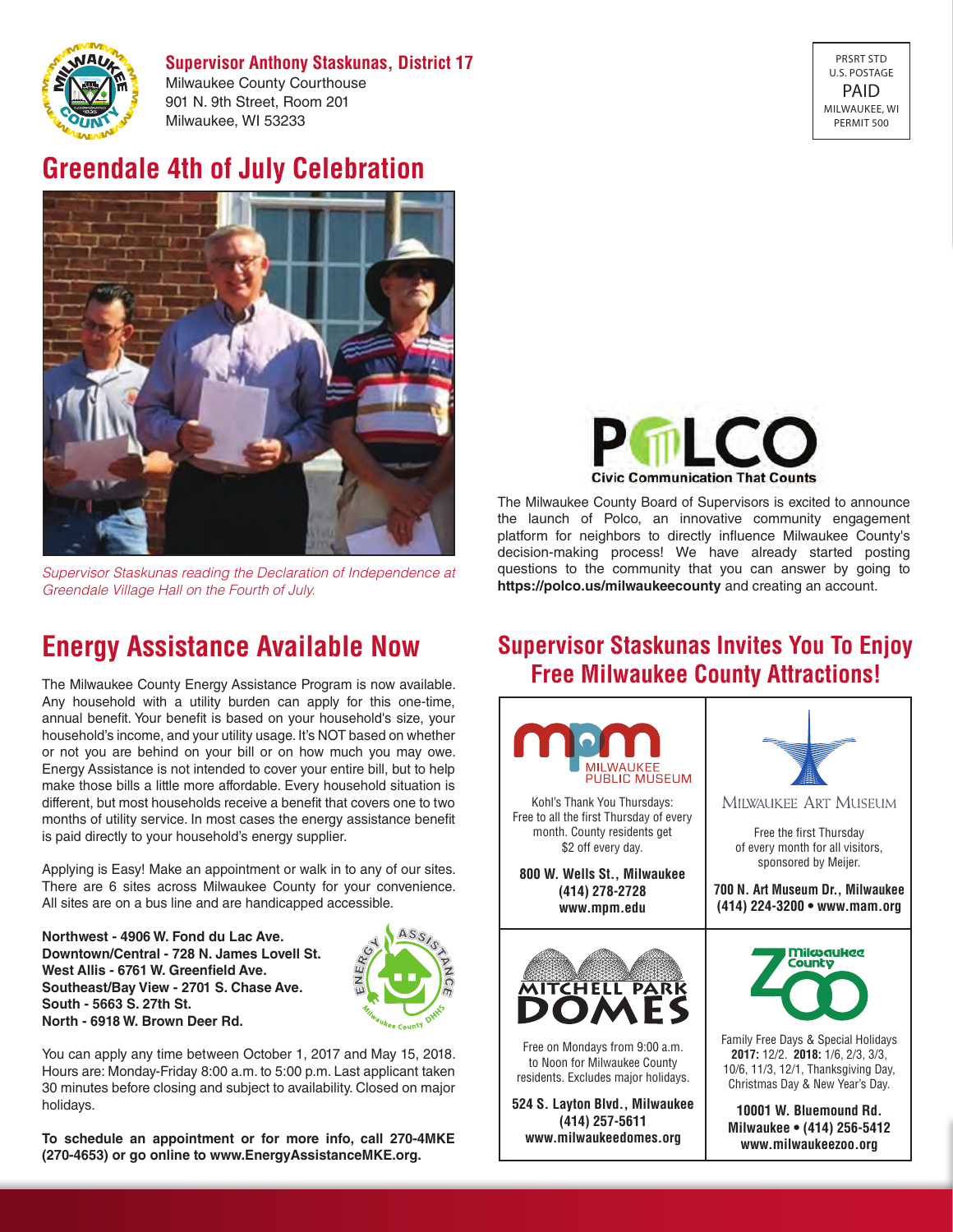**Supervisor Anthony Staskunas, District 17**
Milwaukee County Courthouse
901 N. 9th Street, Room 201
Milwaukee, WI 53233

PRSRT STD
U.S. POSTAGE
PAID
MILWAUKEE, WI
PERMIT 500

## Greendale 4th of July Celebration

*Supervisor Staskunas reading the Declaration of Independence at Greendale Village Hall on the Fourth of July.*

**POLCO**
**Civic Communication That Counts**

The Milwaukee County Board of Supervisors is excited to announce the launch of Polco, an innovative community engagement platform for neighbors to directly influence Milwaukee County's decision-making process! We have already started posting questions to the community that you can answer by going to **https://polco.us/milwaukeecounty** and creating an account.

## Energy Assistance Available Now

The Milwaukee County Energy Assistance Program is now available. Any household with a utility burden can apply for this one-time, annual benefit. Your benefit is based on your household's size, your household's income, and your utility usage. It's NOT based on whether or not you are behind on your bill or on how much you may owe. Energy Assistance is not intended to cover your entire bill, but to help make those bills a little more affordable. Every household situation is different, but most households receive a benefit that covers one to two months of utility service. In most cases the energy assistance benefit is paid directly to your household's energy supplier.

Applying is Easy! Make an appointment or walk in to any of our sites. There are 6 sites across Milwaukee County for your convenience. All sites are on a bus line and are handicapped accessible.

**Northwest - 4906 W. Fond du Lac Ave.**
**Downtown/Central - 728 N. James Lovell St.**
**West Allis - 6761 W. Greenfield Ave.**
**Southeast/Bay View - 2701 S. Chase Ave.**
**South - 5663 S. 27th St.**
**North - 6918 W. Brown Deer Rd.**

Energy Assistance – Milwaukee County DHHS

You can apply any time between October 1, 2017 and May 15, 2018. Hours are: Monday-Friday 8:00 a.m. to 5:00 p.m. Last applicant taken 30 minutes before closing and subject to availability. Closed on major holidays.

**To schedule an appointment or for more info, call 270-4MKE (270-4653) or go online to www.EnergyAssistanceMKE.org.**

## Supervisor Staskunas Invites You To Enjoy Free Milwaukee County Attractions!

**Milwaukee Public Museum**

Kohl's Thank You Thursdays: Free to all the first Thursday of every month. County residents get $2 off every day.

**800 W. Wells St., Milwaukee**
**(414) 278-2728**
**www.mpm.edu**

**Milwaukee Art Museum**

Free the first Thursday of every month for all visitors, sponsored by Meijer.

**700 N. Art Museum Dr., Milwaukee**
**(414) 224-3200 • www.mam.org**

**Mitchell Park Domes**

Free on Mondays from 9:00 a.m. to Noon for Milwaukee County residents. Excludes major holidays.

**524 S. Layton Blvd., Milwaukee**
**(414) 257-5611**
**www.milwaukeedomes.org**

**Milwaukee County Zoo**

Family Free Days & Special Holidays **2017:** 12/2. **2018:** 1/6, 2/3, 3/3, 10/6, 11/3, 12/1, Thanksgiving Day, Christmas Day & New Year's Day.

**10001 W. Bluemound Rd.**
**Milwaukee • (414) 256-5412**
**www.milwaukeezoo.org**